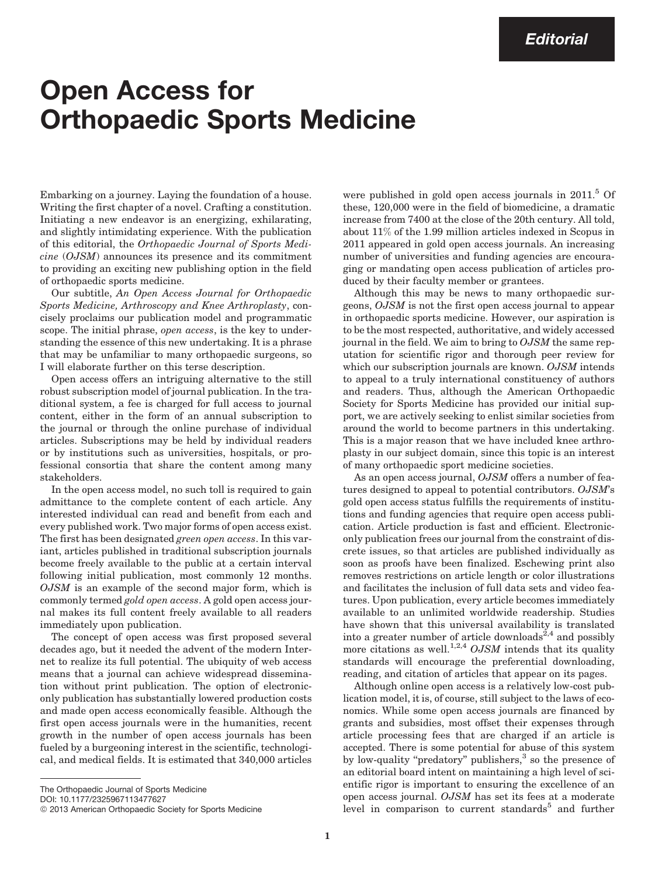Editorial

# Open Access for Orthopaedic Sports Medicine

Embarking on a journey. Laying the foundation of a house. Writing the first chapter of a novel. Crafting a constitution. Initiating a new endeavor is an energizing, exhilarating, and slightly intimidating experience. With the publication of this editorial, the *Orthopaedic Journal of Sports Medicine* (*OJSM*) announces its presence and its commitment to providing an exciting new publishing option in the field of orthopaedic sports medicine.

Our subtitle, *An Open Access Journal for Orthopaedic Sports Medicine, Arthroscopy and Knee Arthroplasty*, concisely proclaims our publication model and programmatic scope. The initial phrase, *open access*, is the key to understanding the essence of this new undertaking. It is a phrase that may be unfamiliar to many orthopaedic surgeons, so I will elaborate further on this terse description.

Open access offers an intriguing alternative to the still robust subscription model of journal publication. In the traditional system, a fee is charged for full access to journal content, either in the form of an annual subscription to the journal or through the online purchase of individual articles. Subscriptions may be held by individual readers or by institutions such as universities, hospitals, or professional consortia that share the content among many stakeholders.

In the open access model, no such toll is required to gain admittance to the complete content of each article. Any interested individual can read and benefit from each and every published work. Two major forms of open access exist. The first has been designated *green open access*. In this variant, articles published in traditional subscription journals become freely available to the public at a certain interval following initial publication, most commonly 12 months. *OJSM* is an example of the second major form, which is commonly termed *gold open access*. A gold open access journal makes its full content freely available to all readers immediately upon publication.

The concept of open access was first proposed several decades ago, but it needed the advent of the modern Internet to realize its full potential. The ubiquity of web access means that a journal can achieve widespread dissemination without print publication. The option of electronic-only publication has substantially lowered production costs and made open access economically feasible. Although the first open access journals were in the humanities, recent growth in the number of open access journals has been fueled by a burgeoning interest in the scientific, technological, and medical fields. It is estimated that 340,000 articles were published in gold open access journals in 2011.[5] Of these, 120,000 were in the field of biomedicine, a dramatic increase from 7400 at the close of the 20th century. All told, about 11% of the 1.99 million articles indexed in Scopus in 2011 appeared in gold open access journals. An increasing number of universities and funding agencies are encouraging or mandating open access publication of articles produced by their faculty member or grantees.

Although this may be news to many orthopaedic surgeons, *OJSM* is not the first open access journal to appear in orthopaedic sports medicine. However, our aspiration is to be the most respected, authoritative, and widely accessed journal in the field. We aim to bring to *OJSM* the same reputation for scientific rigor and thorough peer review for which our subscription journals are known. *OJSM* intends to appeal to a truly international constituency of authors and readers. Thus, although the American Orthopaedic Society for Sports Medicine has provided our initial support, we are actively seeking to enlist similar societies from around the world to become partners in this undertaking. This is a major reason that we have included knee arthroplasty in our subject domain, since this topic is an interest of many orthopaedic sport medicine societies.

As an open access journal, *OJSM* offers a number of features designed to appeal to potential contributors. *OJSM*'s gold open access status fulfills the requirements of institutions and funding agencies that require open access publication. Article production is fast and efficient. Electronic-only publication frees our journal from the constraint of discrete issues, so that articles are published individually as soon as proofs have been finalized. Eschewing print also removes restrictions on article length or color illustrations and facilitates the inclusion of full data sets and video features. Upon publication, every article becomes immediately available to an unlimited worldwide readership. Studies have shown that this universal availability is translated into a greater number of article downloads[2,4] and possibly more citations as well.[1,2,4] *OJSM* intends that its quality standards will encourage the preferential downloading, reading, and citation of articles that appear on its pages.

Although online open access is a relatively low-cost publication model, it is, of course, still subject to the laws of economics. While some open access journals are financed by grants and subsidies, most offset their expenses through article processing fees that are charged if an article is accepted. There is some potential for abuse of this system by low-quality "predatory" publishers,[3] so the presence of an editorial board intent on maintaining a high level of scientific rigor is important to ensuring the excellence of an open access journal. *OJSM* has set its fees at a moderate level in comparison to current standards[5] and further

---

The Orthopaedic Journal of Sports Medicine
DOI: 10.1177/2325967113477627
© 2013 American Orthopaedic Society for Sports Medicine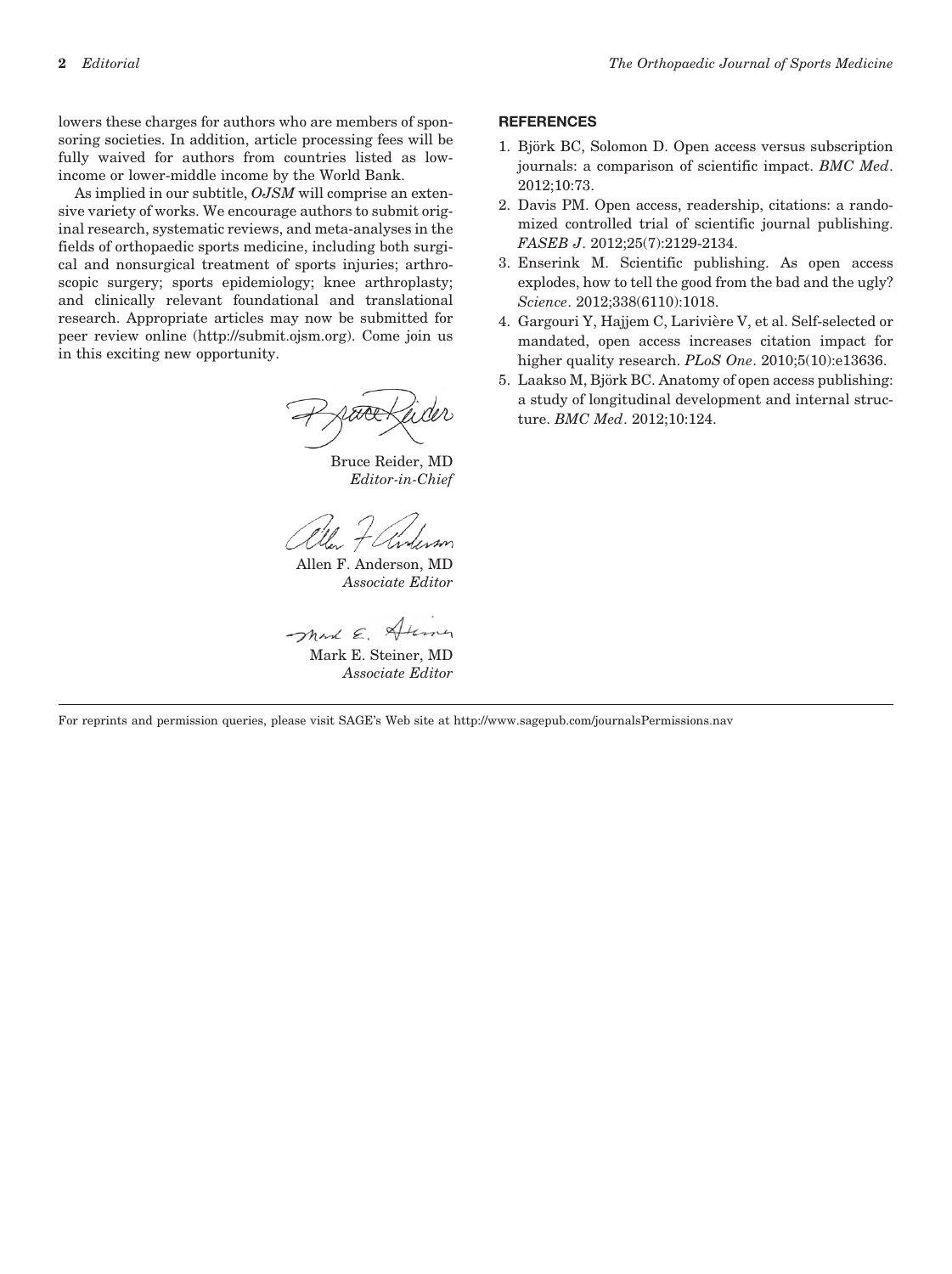lowers these charges for authors who are members of sponsoring societies. In addition, article processing fees will be fully waived for authors from countries listed as low-income or lower-middle income by the World Bank.

As implied in our subtitle, *OJSM* will comprise an extensive variety of works. We encourage authors to submit original research, systematic reviews, and meta-analyses in the fields of orthopaedic sports medicine, including both surgical and nonsurgical treatment of sports injuries; arthroscopic surgery; sports epidemiology; knee arthroplasty; and clinically relevant foundational and translational research. Appropriate articles may now be submitted for peer review online (http://submit.ojsm.org). Come join us in this exciting new opportunity.

Bruce Reider, MD
*Editor-in-Chief*

Allen F. Anderson, MD
*Associate Editor*

Mark E. Steiner, MD
*Associate Editor*

## REFERENCES

1. Björk BC, Solomon D. Open access versus subscription journals: a comparison of scientific impact. *BMC Med*. 2012;10:73.
2. Davis PM. Open access, readership, citations: a randomized controlled trial of scientific journal publishing. *FASEB J*. 2012;25(7):2129-2134.
3. Enserink M. Scientific publishing. As open access explodes, how to tell the good from the bad and the ugly? *Science*. 2012;338(6110):1018.
4. Gargouri Y, Hajjem C, Larivière V, et al. Self-selected or mandated, open access increases citation impact for higher quality research. *PLoS One*. 2010;5(10):e13636.
5. Laakso M, Björk BC. Anatomy of open access publishing: a study of longitudinal development and internal structure. *BMC Med*. 2012;10:124.

For reprints and permission queries, please visit SAGE's Web site at http://www.sagepub.com/journalsPermissions.nav